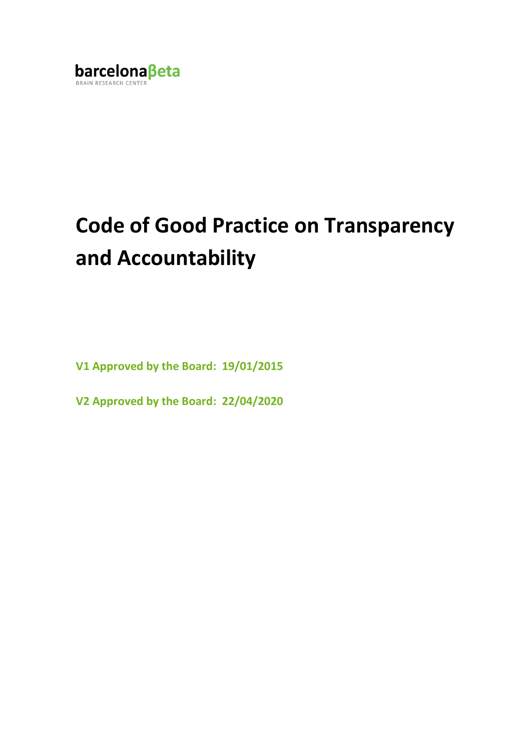barcelonaβeta
BRAIN RESEARCH CENTER

# Code of Good Practice on Transparency and Accountability

**V1 Approved by the Board: 19/01/2015**

**V2 Approved by the Board: 22/04/2020**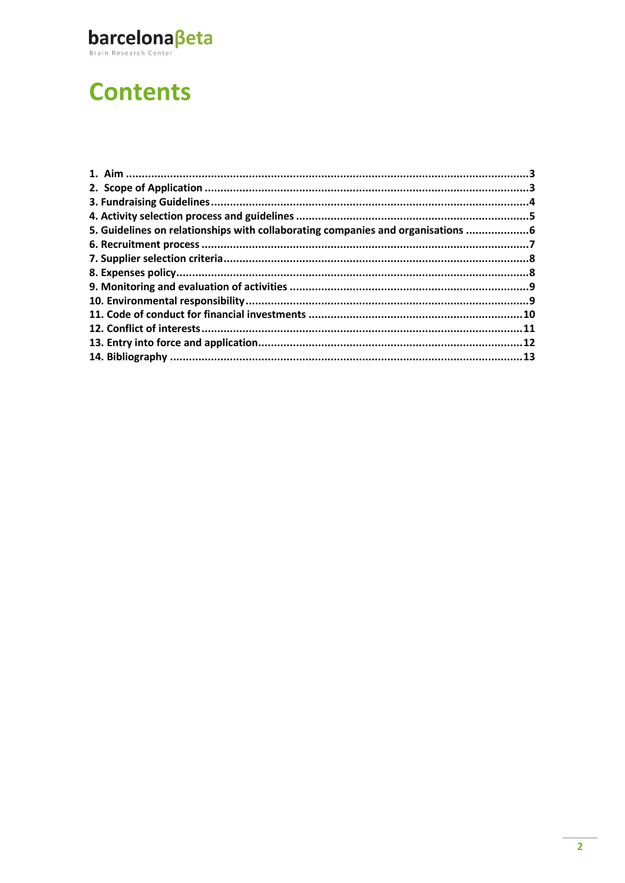# Contents

1. Aim ....................................................................................................................3
2. Scope of Application ....................................................................................................3
3. Fundraising Guidelines ....................................................................................................4
4. Activity selection process and guidelines ....................................................................................................5
5. Guidelines on relationships with collaborating companies and organisations ....................6
6. Recruitment process ....................................................................................................7
7. Supplier selection criteria ....................................................................................................8
8. Expenses policy ....................................................................................................8
9. Monitoring and evaluation of activities ....................................................................................................9
10. Environmental responsibility ....................................................................................................9
11. Code of conduct for financial investments ....................................................................................................10
12. Conflict of interests ....................................................................................................11
13. Entry into force and application ....................................................................................................12
14. Bibliography ....................................................................................................13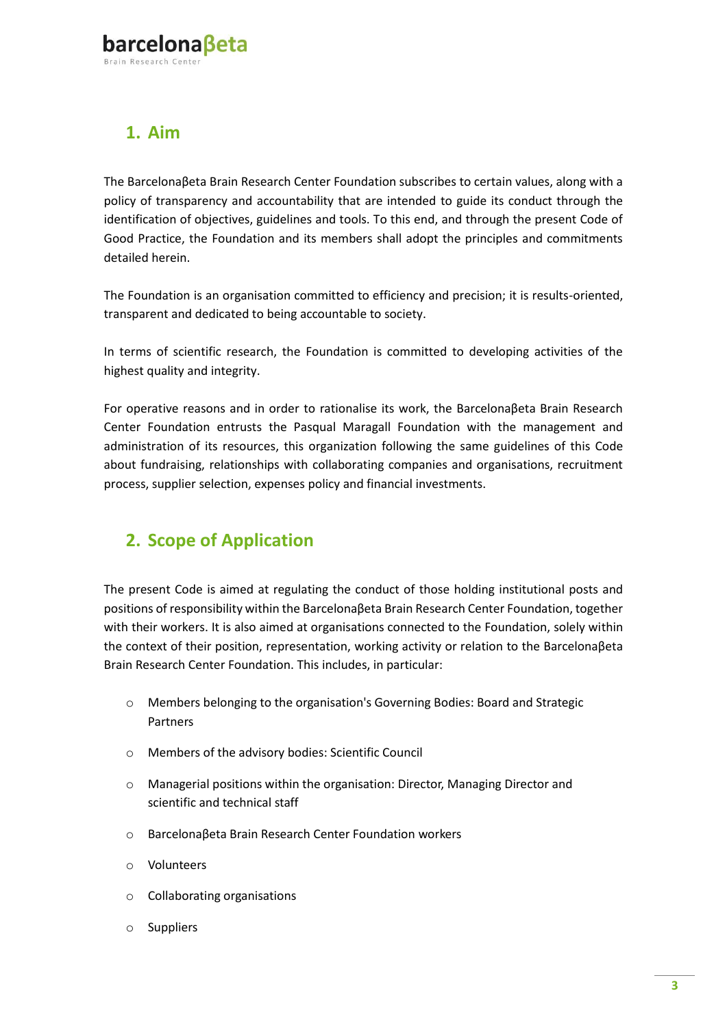## 1. Aim

The Barcelonaβeta Brain Research Center Foundation subscribes to certain values, along with a policy of transparency and accountability that are intended to guide its conduct through the identification of objectives, guidelines and tools. To this end, and through the present Code of Good Practice, the Foundation and its members shall adopt the principles and commitments detailed herein.

The Foundation is an organisation committed to efficiency and precision; it is results-oriented, transparent and dedicated to being accountable to society.

In terms of scientific research, the Foundation is committed to developing activities of the highest quality and integrity.

For operative reasons and in order to rationalise its work, the Barcelonaβeta Brain Research Center Foundation entrusts the Pasqual Maragall Foundation with the management and administration of its resources, this organization following the same guidelines of this Code about fundraising, relationships with collaborating companies and organisations, recruitment process, supplier selection, expenses policy and financial investments.

## 2. Scope of Application

The present Code is aimed at regulating the conduct of those holding institutional posts and positions of responsibility within the Barcelonaβeta Brain Research Center Foundation, together with their workers. It is also aimed at organisations connected to the Foundation, solely within the context of their position, representation, working activity or relation to the Barcelonaβeta Brain Research Center Foundation. This includes, in particular:

- Members belonging to the organisation's Governing Bodies: Board and Strategic Partners
- Members of the advisory bodies: Scientific Council
- Managerial positions within the organisation: Director, Managing Director and scientific and technical staff
- Barcelonaβeta Brain Research Center Foundation workers
- Volunteers
- Collaborating organisations
- Suppliers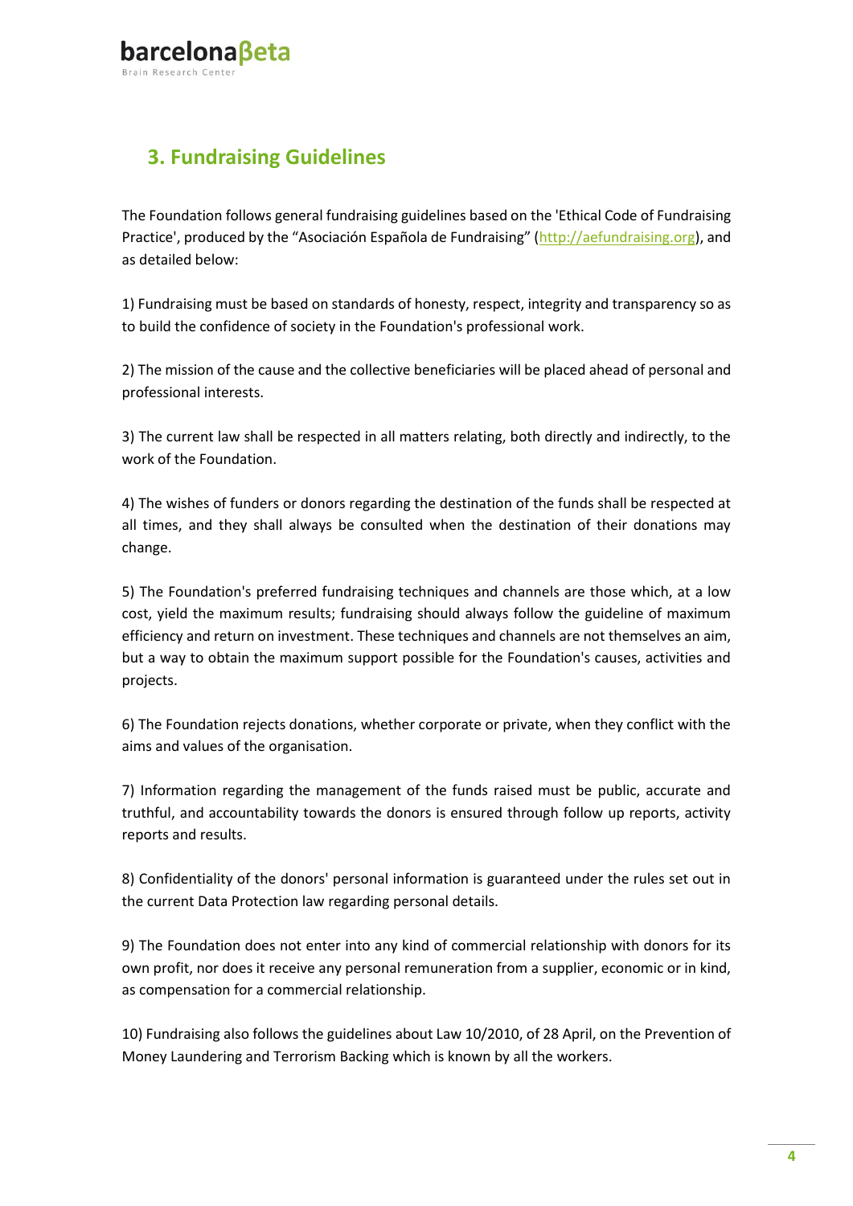## 3. Fundraising Guidelines

The Foundation follows general fundraising guidelines based on the 'Ethical Code of Fundraising Practice', produced by the "Asociación Española de Fundraising" (http://aefundraising.org), and as detailed below:

1) Fundraising must be based on standards of honesty, respect, integrity and transparency so as to build the confidence of society in the Foundation's professional work.

2) The mission of the cause and the collective beneficiaries will be placed ahead of personal and professional interests.

3) The current law shall be respected in all matters relating, both directly and indirectly, to the work of the Foundation.

4) The wishes of funders or donors regarding the destination of the funds shall be respected at all times, and they shall always be consulted when the destination of their donations may change.

5) The Foundation's preferred fundraising techniques and channels are those which, at a low cost, yield the maximum results; fundraising should always follow the guideline of maximum efficiency and return on investment. These techniques and channels are not themselves an aim, but a way to obtain the maximum support possible for the Foundation's causes, activities and projects.

6) The Foundation rejects donations, whether corporate or private, when they conflict with the aims and values of the organisation.

7) Information regarding the management of the funds raised must be public, accurate and truthful, and accountability towards the donors is ensured through follow up reports, activity reports and results.

8) Confidentiality of the donors' personal information is guaranteed under the rules set out in the current Data Protection law regarding personal details.

9) The Foundation does not enter into any kind of commercial relationship with donors for its own profit, nor does it receive any personal remuneration from a supplier, economic or in kind, as compensation for a commercial relationship.

10) Fundraising also follows the guidelines about Law 10/2010, of 28 April, on the Prevention of Money Laundering and Terrorism Backing which is known by all the workers.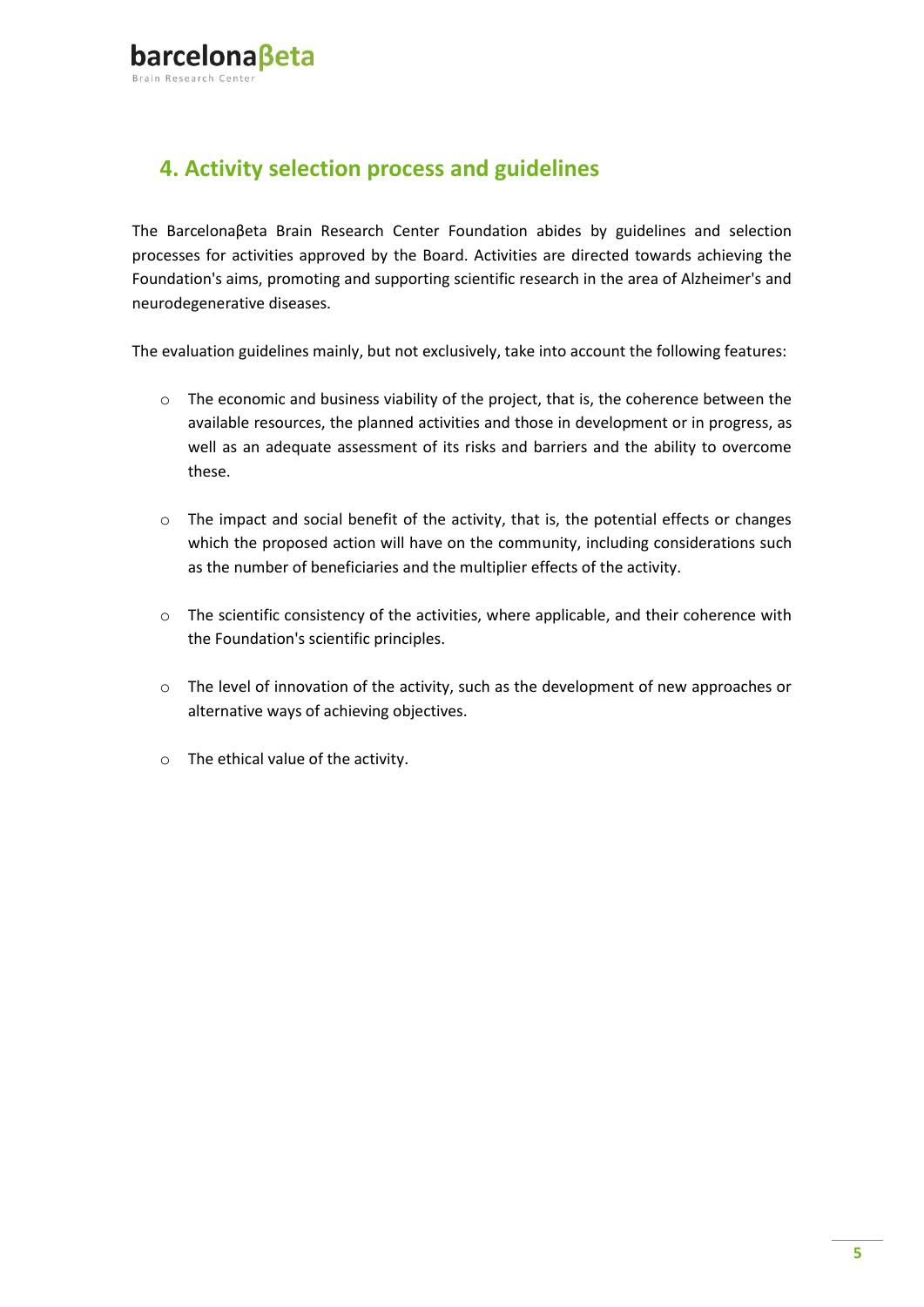## 4. Activity selection process and guidelines

The Barcelonaβeta Brain Research Center Foundation abides by guidelines and selection processes for activities approved by the Board. Activities are directed towards achieving the Foundation's aims, promoting and supporting scientific research in the area of Alzheimer's and neurodegenerative diseases.

The evaluation guidelines mainly, but not exclusively, take into account the following features:

- The economic and business viability of the project, that is, the coherence between the available resources, the planned activities and those in development or in progress, as well as an adequate assessment of its risks and barriers and the ability to overcome these.

- The impact and social benefit of the activity, that is, the potential effects or changes which the proposed action will have on the community, including considerations such as the number of beneficiaries and the multiplier effects of the activity.

- The scientific consistency of the activities, where applicable, and their coherence with the Foundation's scientific principles.

- The level of innovation of the activity, such as the development of new approaches or alternative ways of achieving objectives.

- The ethical value of the activity.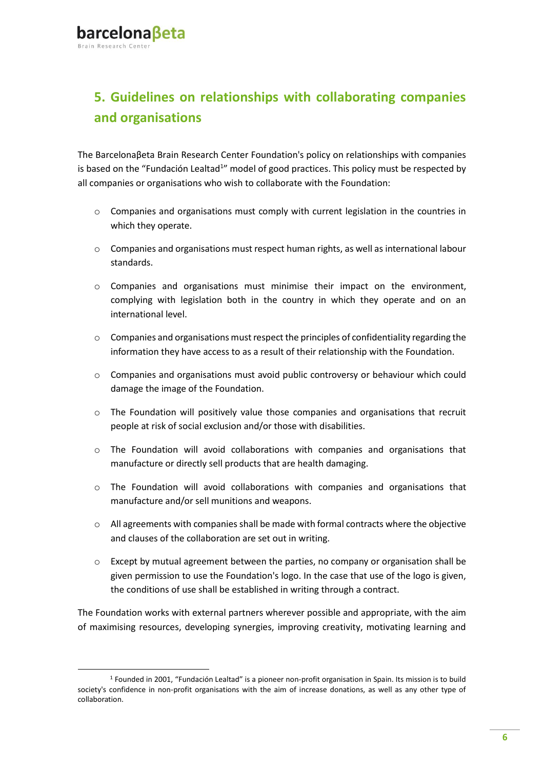## 5. Guidelines on relationships with collaborating companies and organisations

The Barcelonaβeta Brain Research Center Foundation's policy on relationships with companies is based on the "Fundación Lealtad[1]" model of good practices. This policy must be respected by all companies or organisations who wish to collaborate with the Foundation:

- Companies and organisations must comply with current legislation in the countries in which they operate.
- Companies and organisations must respect human rights, as well as international labour standards.
- Companies and organisations must minimise their impact on the environment, complying with legislation both in the country in which they operate and on an international level.
- Companies and organisations must respect the principles of confidentiality regarding the information they have access to as a result of their relationship with the Foundation.
- Companies and organisations must avoid public controversy or behaviour which could damage the image of the Foundation.
- The Foundation will positively value those companies and organisations that recruit people at risk of social exclusion and/or those with disabilities.
- The Foundation will avoid collaborations with companies and organisations that manufacture or directly sell products that are health damaging.
- The Foundation will avoid collaborations with companies and organisations that manufacture and/or sell munitions and weapons.
- All agreements with companies shall be made with formal contracts where the objective and clauses of the collaboration are set out in writing.
- Except by mutual agreement between the parties, no company or organisation shall be given permission to use the Foundation's logo. In the case that use of the logo is given, the conditions of use shall be established in writing through a contract.

The Foundation works with external partners wherever possible and appropriate, with the aim of maximising resources, developing synergies, improving creativity, motivating learning and

[1] Founded in 2001, "Fundación Lealtad" is a pioneer non-profit organisation in Spain. Its mission is to build society's confidence in non-profit organisations with the aim of increase donations, as well as any other type of collaboration.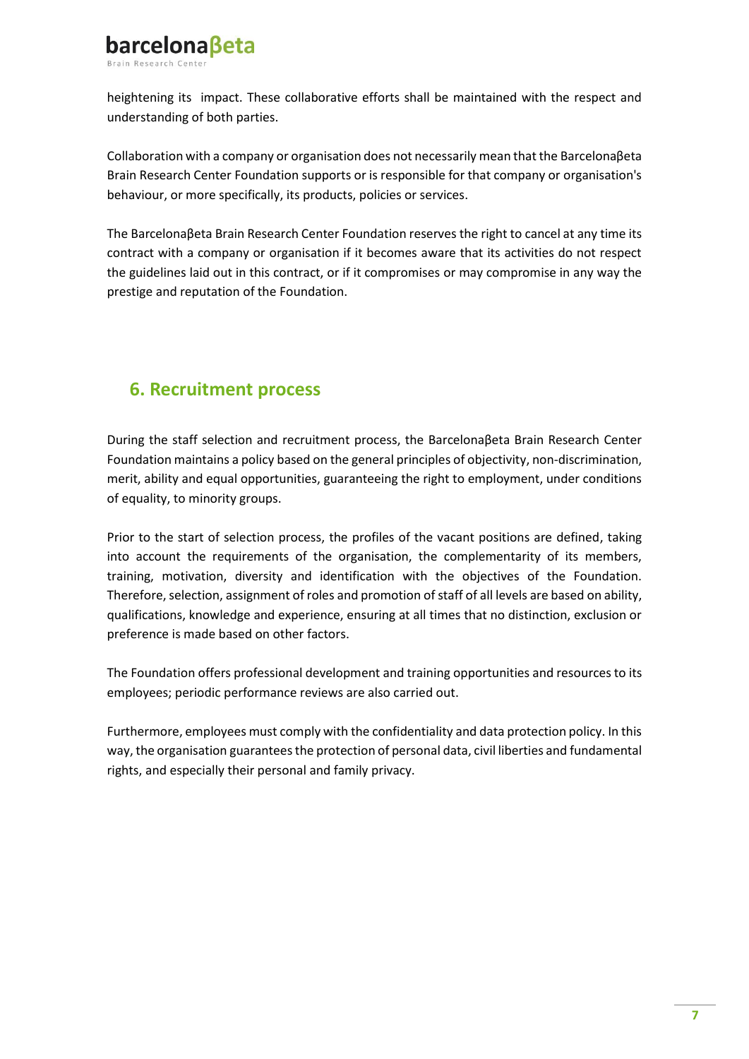heightening its  impact. These collaborative efforts shall be maintained with the respect and understanding of both parties.

Collaboration with a company or organisation does not necessarily mean that the Barcelonaβeta Brain Research Center Foundation supports or is responsible for that company or organisation's behaviour, or more specifically, its products, policies or services.

The Barcelonaβeta Brain Research Center Foundation reserves the right to cancel at any time its contract with a company or organisation if it becomes aware that its activities do not respect the guidelines laid out in this contract, or if it compromises or may compromise in any way the prestige and reputation of the Foundation.

## 6. Recruitment process

During the staff selection and recruitment process, the Barcelonaβeta Brain Research Center Foundation maintains a policy based on the general principles of objectivity, non-discrimination, merit, ability and equal opportunities, guaranteeing the right to employment, under conditions of equality, to minority groups.

Prior to the start of selection process, the profiles of the vacant positions are defined, taking into account the requirements of the organisation, the complementarity of its members, training, motivation, diversity and identification with the objectives of the Foundation. Therefore, selection, assignment of roles and promotion of staff of all levels are based on ability, qualifications, knowledge and experience, ensuring at all times that no distinction, exclusion or preference is made based on other factors.

The Foundation offers professional development and training opportunities and resources to its employees; periodic performance reviews are also carried out.

Furthermore, employees must comply with the confidentiality and data protection policy. In this way, the organisation guarantees the protection of personal data, civil liberties and fundamental rights, and especially their personal and family privacy.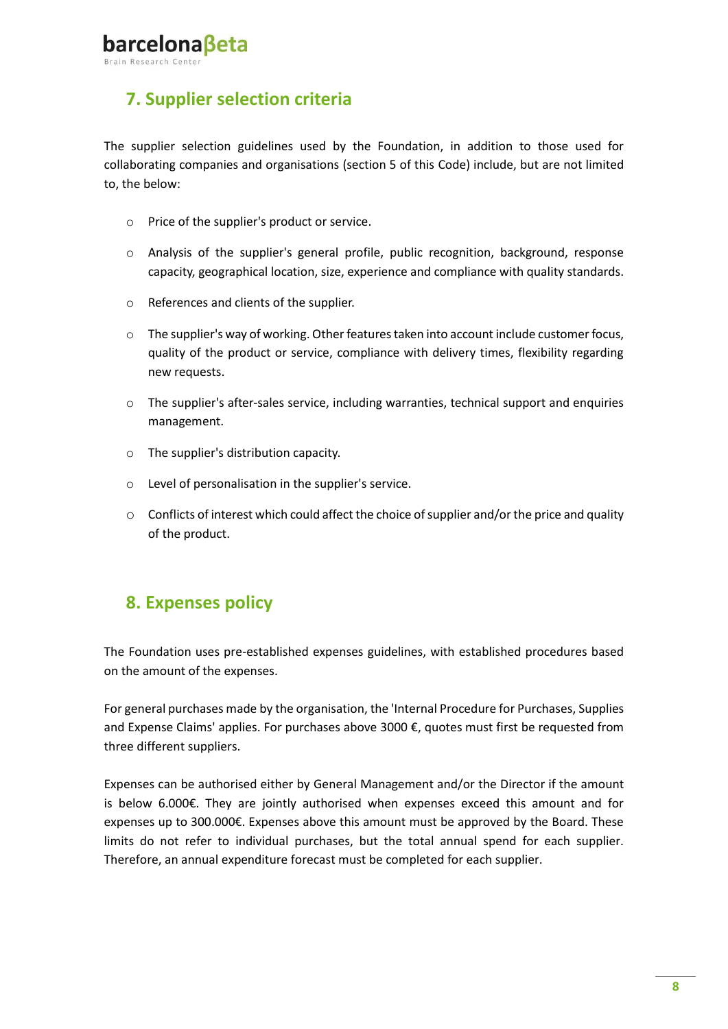## 7. Supplier selection criteria

The supplier selection guidelines used by the Foundation, in addition to those used for collaborating companies and organisations (section 5 of this Code) include, but are not limited to, the below:

- Price of the supplier's product or service.
- Analysis of the supplier's general profile, public recognition, background, response capacity, geographical location, size, experience and compliance with quality standards.
- References and clients of the supplier.
- The supplier's way of working. Other features taken into account include customer focus, quality of the product or service, compliance with delivery times, flexibility regarding new requests.
- The supplier's after-sales service, including warranties, technical support and enquiries management.
- The supplier's distribution capacity.
- Level of personalisation in the supplier's service.
- Conflicts of interest which could affect the choice of supplier and/or the price and quality of the product.

## 8. Expenses policy

The Foundation uses pre-established expenses guidelines, with established procedures based on the amount of the expenses.

For general purchases made by the organisation, the 'Internal Procedure for Purchases, Supplies and Expense Claims' applies. For purchases above 3000 €, quotes must first be requested from three different suppliers.

Expenses can be authorised either by General Management and/or the Director if the amount is below 6.000€. They are jointly authorised when expenses exceed this amount and for expenses up to 300.000€. Expenses above this amount must be approved by the Board. These limits do not refer to individual purchases, but the total annual spend for each supplier. Therefore, an annual expenditure forecast must be completed for each supplier.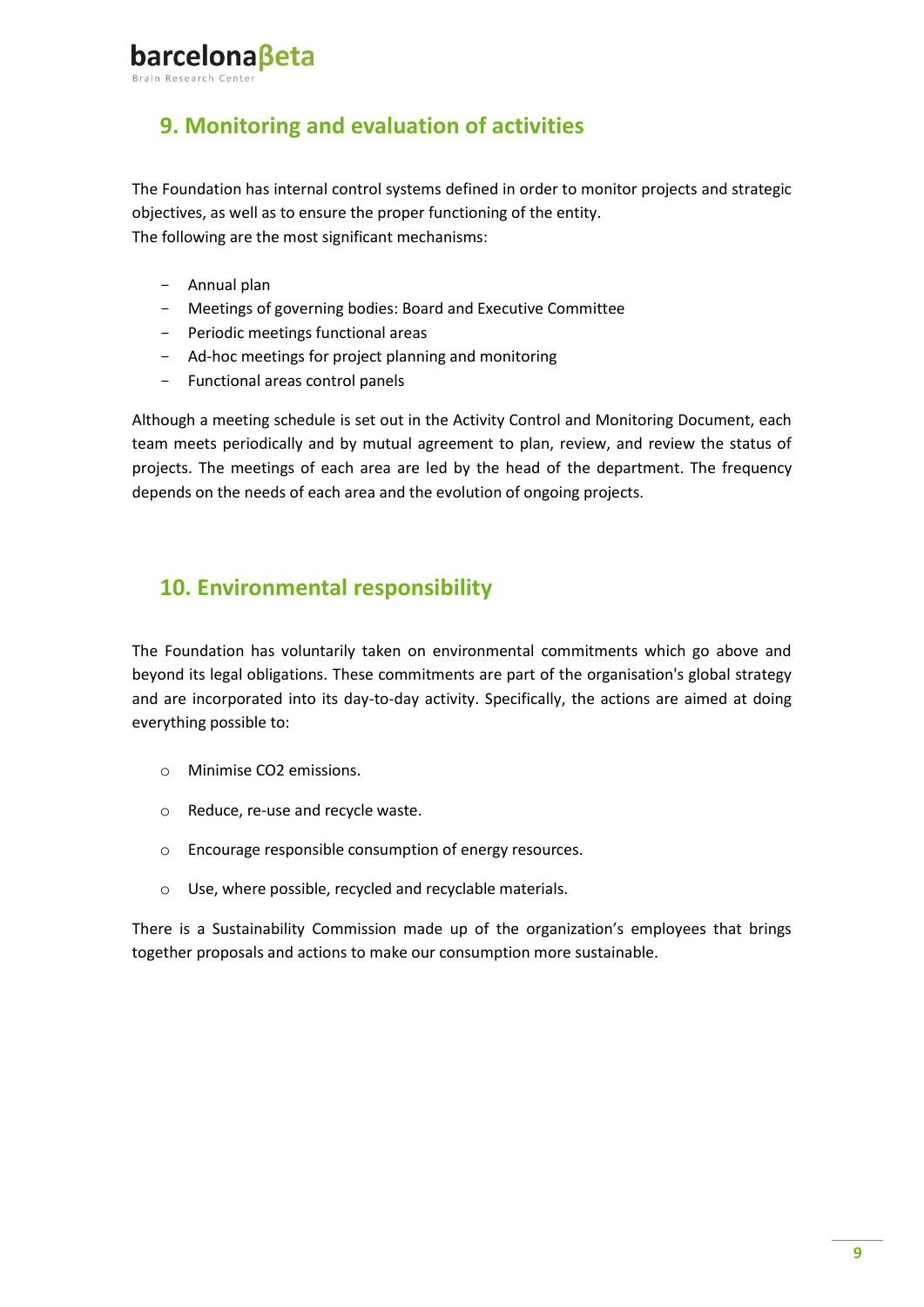## 9. Monitoring and evaluation of activities

The Foundation has internal control systems defined in order to monitor projects and strategic objectives, as well as to ensure the proper functioning of the entity.
The following are the most significant mechanisms:

- Annual plan
- Meetings of governing bodies: Board and Executive Committee
- Periodic meetings functional areas
- Ad-hoc meetings for project planning and monitoring
- Functional areas control panels

Although a meeting schedule is set out in the Activity Control and Monitoring Document, each team meets periodically and by mutual agreement to plan, review, and review the status of projects. The meetings of each area are led by the head of the department. The frequency depends on the needs of each area and the evolution of ongoing projects.

## 10. Environmental responsibility

The Foundation has voluntarily taken on environmental commitments which go above and beyond its legal obligations. These commitments are part of the organisation's global strategy and are incorporated into its day-to-day activity. Specifically, the actions are aimed at doing everything possible to:

- Minimise $CO_2$ emissions.
- Reduce, re-use and recycle waste.
- Encourage responsible consumption of energy resources.
- Use, where possible, recycled and recyclable materials.

There is a Sustainability Commission made up of the organization's employees that brings together proposals and actions to make our consumption more sustainable.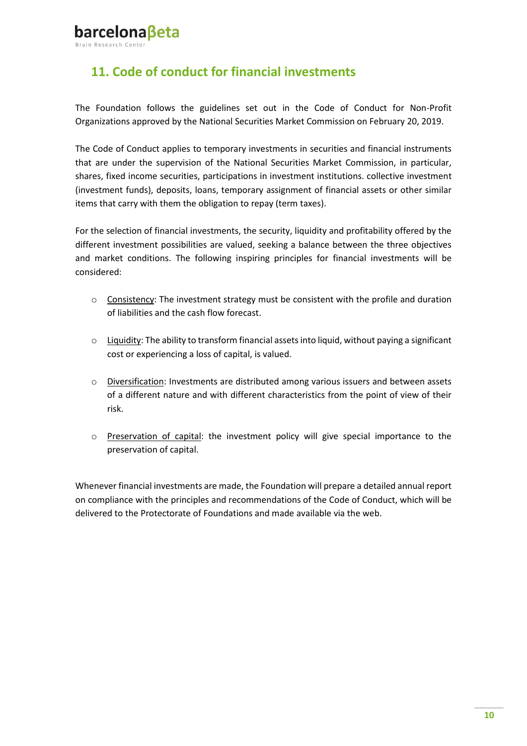## 11. Code of conduct for financial investments

The Foundation follows the guidelines set out in the Code of Conduct for Non-Profit Organizations approved by the National Securities Market Commission on February 20, 2019.

The Code of Conduct applies to temporary investments in securities and financial instruments that are under the supervision of the National Securities Market Commission, in particular, shares, fixed income securities, participations in investment institutions. collective investment (investment funds), deposits, loans, temporary assignment of financial assets or other similar items that carry with them the obligation to repay (term taxes).

For the selection of financial investments, the security, liquidity and profitability offered by the different investment possibilities are valued, seeking a balance between the three objectives and market conditions. The following inspiring principles for financial investments will be considered:

- Consistency: The investment strategy must be consistent with the profile and duration of liabilities and the cash flow forecast.
- Liquidity: The ability to transform financial assets into liquid, without paying a significant cost or experiencing a loss of capital, is valued.
- Diversification: Investments are distributed among various issuers and between assets of a different nature and with different characteristics from the point of view of their risk.
- Preservation of capital: the investment policy will give special importance to the preservation of capital.

Whenever financial investments are made, the Foundation will prepare a detailed annual report on compliance with the principles and recommendations of the Code of Conduct, which will be delivered to the Protectorate of Foundations and made available via the web.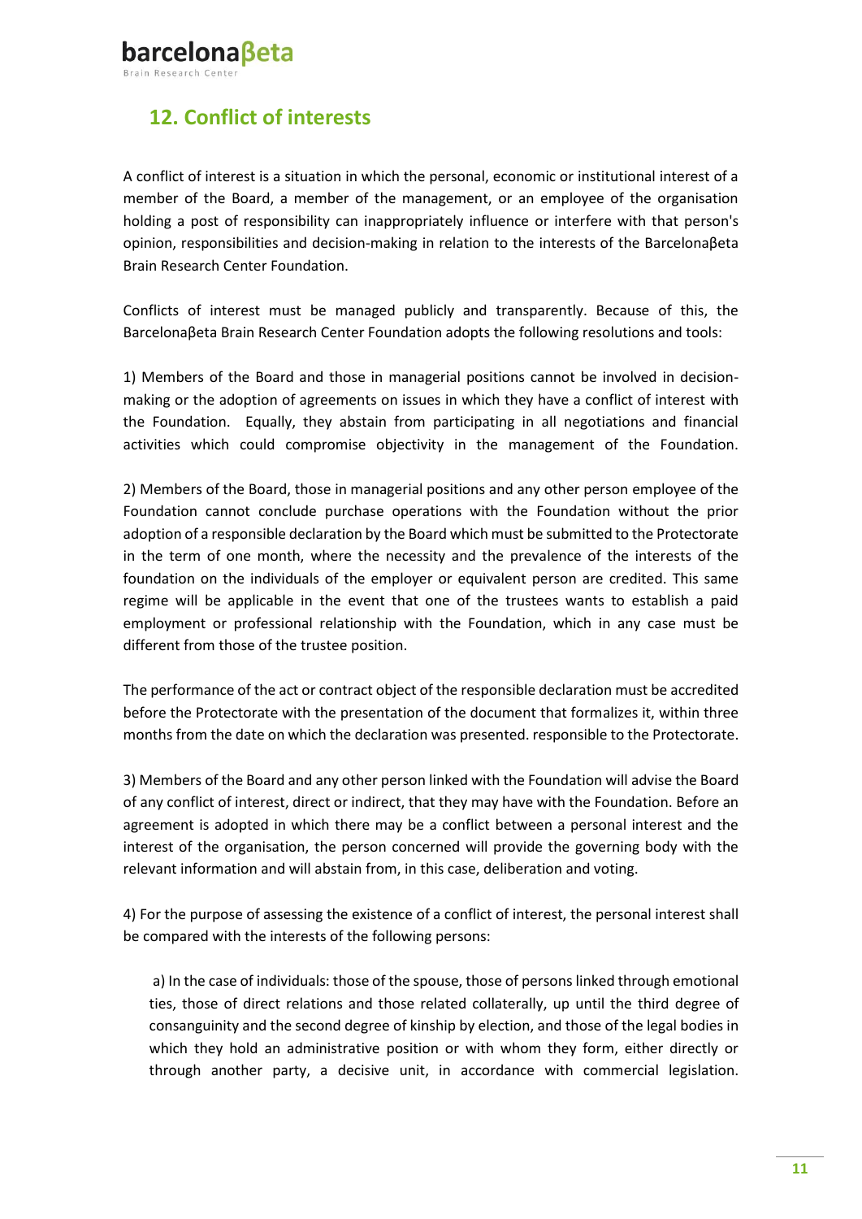## 12. Conflict of interests

A conflict of interest is a situation in which the personal, economic or institutional interest of a member of the Board, a member of the management, or an employee of the organisation holding a post of responsibility can inappropriately influence or interfere with that person's opinion, responsibilities and decision-making in relation to the interests of the Barcelonaβeta Brain Research Center Foundation.

Conflicts of interest must be managed publicly and transparently. Because of this, the Barcelonaβeta Brain Research Center Foundation adopts the following resolutions and tools:

1) Members of the Board and those in managerial positions cannot be involved in decision-making or the adoption of agreements on issues in which they have a conflict of interest with the Foundation. Equally, they abstain from participating in all negotiations and financial activities which could compromise objectivity in the management of the Foundation.

2) Members of the Board, those in managerial positions and any other person employee of the Foundation cannot conclude purchase operations with the Foundation without the prior adoption of a responsible declaration by the Board which must be submitted to the Protectorate in the term of one month, where the necessity and the prevalence of the interests of the foundation on the individuals of the employer or equivalent person are credited. This same regime will be applicable in the event that one of the trustees wants to establish a paid employment or professional relationship with the Foundation, which in any case must be different from those of the trustee position.

The performance of the act or contract object of the responsible declaration must be accredited before the Protectorate with the presentation of the document that formalizes it, within three months from the date on which the declaration was presented. responsible to the Protectorate.

3) Members of the Board and any other person linked with the Foundation will advise the Board of any conflict of interest, direct or indirect, that they may have with the Foundation. Before an agreement is adopted in which there may be a conflict between a personal interest and the interest of the organisation, the person concerned will provide the governing body with the relevant information and will abstain from, in this case, deliberation and voting.

4) For the purpose of assessing the existence of a conflict of interest, the personal interest shall be compared with the interests of the following persons:

a) In the case of individuals: those of the spouse, those of persons linked through emotional ties, those of direct relations and those related collaterally, up until the third degree of consanguinity and the second degree of kinship by election, and those of the legal bodies in which they hold an administrative position or with whom they form, either directly or through another party, a decisive unit, in accordance with commercial legislation.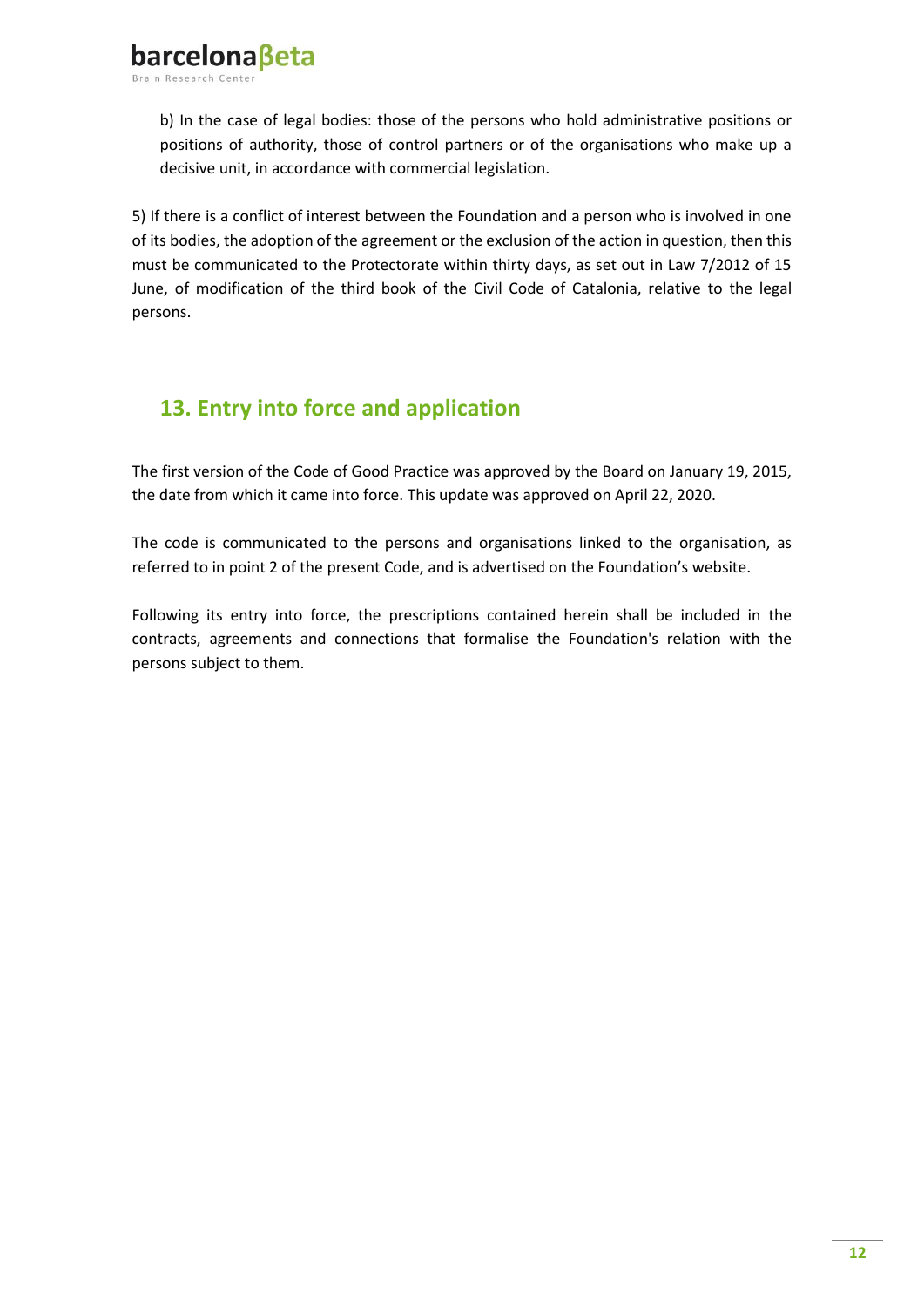b) In the case of legal bodies: those of the persons who hold administrative positions or positions of authority, those of control partners or of the organisations who make up a decisive unit, in accordance with commercial legislation.

5) If there is a conflict of interest between the Foundation and a person who is involved in one of its bodies, the adoption of the agreement or the exclusion of the action in question, then this must be communicated to the Protectorate within thirty days, as set out in Law 7/2012 of 15 June, of modification of the third book of the Civil Code of Catalonia, relative to the legal persons.

## 13. Entry into force and application

The first version of the Code of Good Practice was approved by the Board on January 19, 2015, the date from which it came into force. This update was approved on April 22, 2020.

The code is communicated to the persons and organisations linked to the organisation, as referred to in point 2 of the present Code, and is advertised on the Foundation's website.

Following its entry into force, the prescriptions contained herein shall be included in the contracts, agreements and connections that formalise the Foundation's relation with the persons subject to them.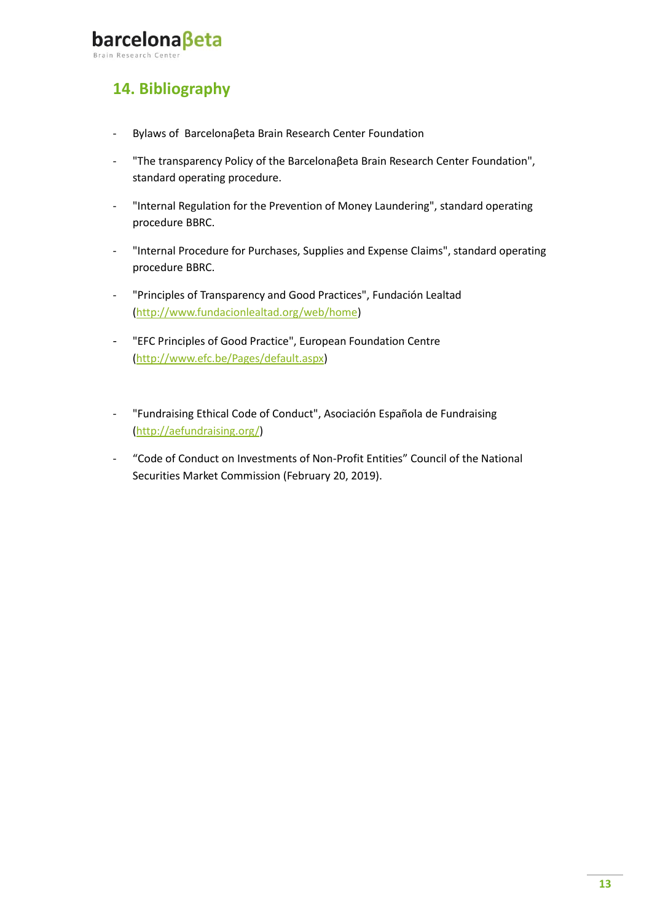## 14. Bibliography

- Bylaws of Barcelonaβeta Brain Research Center Foundation
- "The transparency Policy of the Barcelonaβeta Brain Research Center Foundation", standard operating procedure.
- "Internal Regulation for the Prevention of Money Laundering", standard operating procedure BBRC.
- "Internal Procedure for Purchases, Supplies and Expense Claims", standard operating procedure BBRC.
- "Principles of Transparency and Good Practices", Fundación Lealtad (http://www.fundacionlealtad.org/web/home)
- "EFC Principles of Good Practice", European Foundation Centre (http://www.efc.be/Pages/default.aspx)
- "Fundraising Ethical Code of Conduct", Asociación Española de Fundraising (http://aefundraising.org/)
- “Code of Conduct on Investments of Non-Profit Entities” Council of the National Securities Market Commission (February 20, 2019).